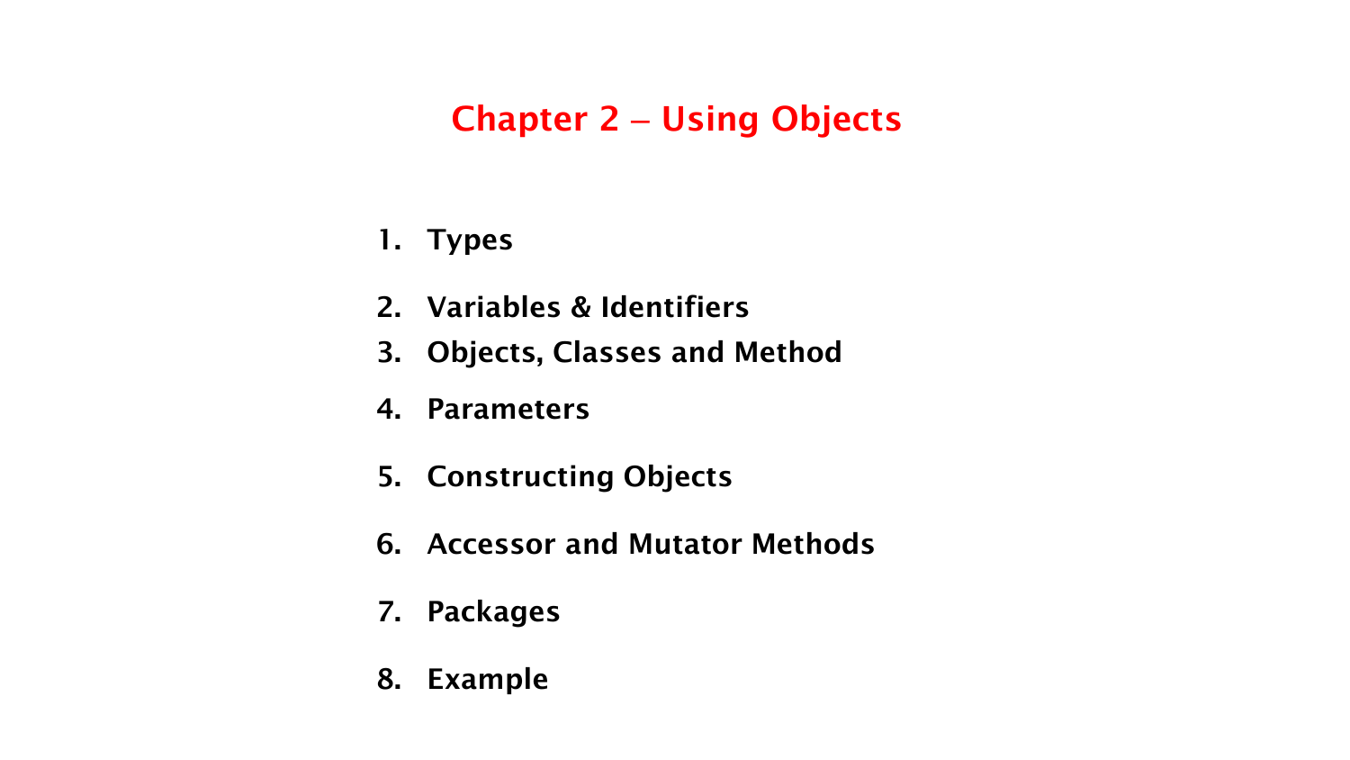# Chapter 2 – Using Objects

1. **Types**
2. **Variables & Identifiers**
3. **Objects, Classes and Method**
4. **Parameters**
5. **Constructing Objects**
6. **Accessor and Mutator Methods**
7. **Packages**
8. **Example**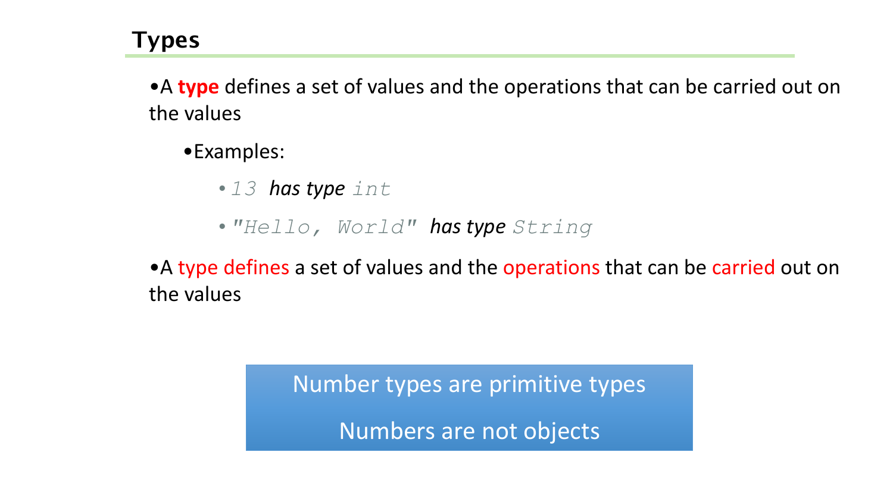## Types

- A **type** defines a set of values and the operations that can be carried out on the values
  - Examples:
    - `13` *has type* `int`
    - `"Hello, World"` *has type* `String`
- A type defines a set of values and the operations that can be carried out on the values

Number types are primitive types

Numbers are not objects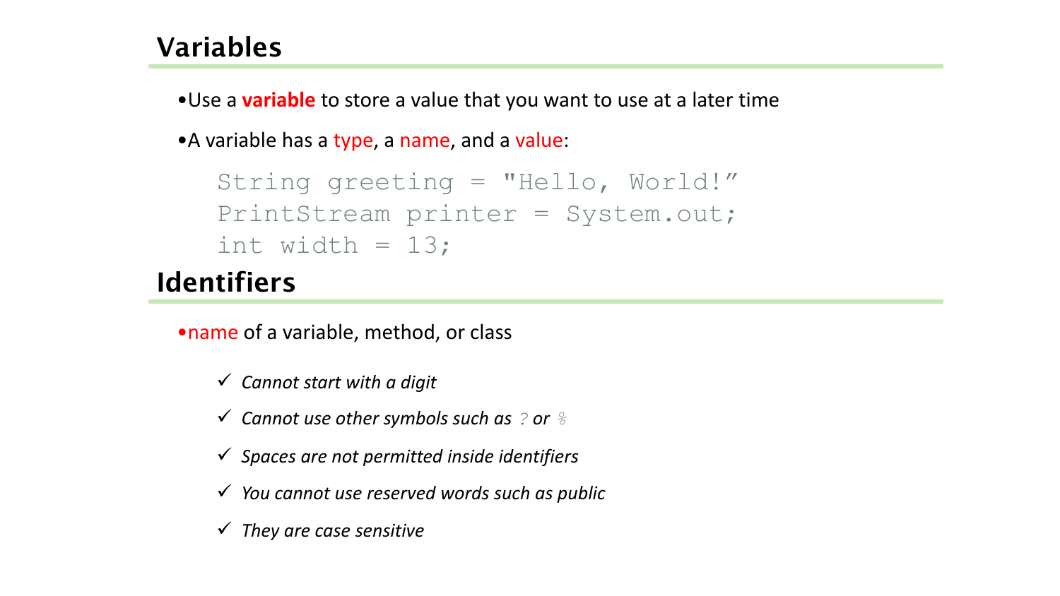## Variables

- Use a **variable** to store a value that you want to use at a later time
- A variable has a type, a name, and a value:

```
String greeting = "Hello, World!”
PrintStream printer = System.out;
int width = 13;
```

## Identifiers

- name of a variable, method, or class

  ✓ *Cannot start with a digit*

  ✓ *Cannot use other symbols such as* `?` *or* `%`

  ✓ *Spaces are not permitted inside identifiers*

  ✓ *You cannot use reserved words such as public*

  ✓ *They are case sensitive*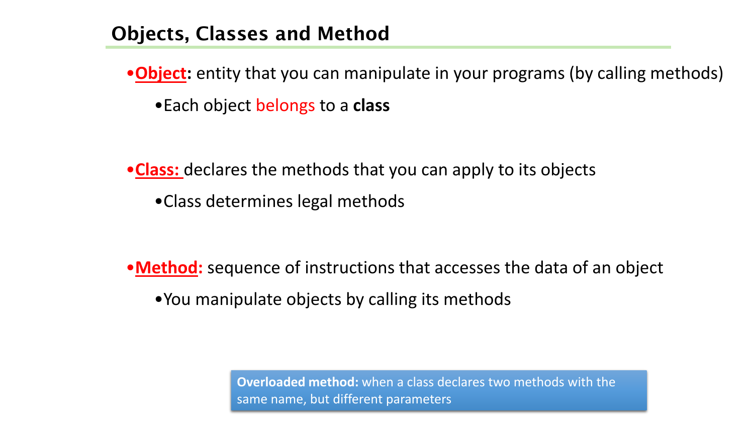## Objects, Classes and Method

- **Object:** entity that you can manipulate in your programs (by calling methods)
  - Each object belongs to a **class**
- **Class:** declares the methods that you can apply to its objects
  - Class determines legal methods
- **Method:** sequence of instructions that accesses the data of an object
  - You manipulate objects by calling its methods

**Overloaded method:** when a class declares two methods with the same name, but different parameters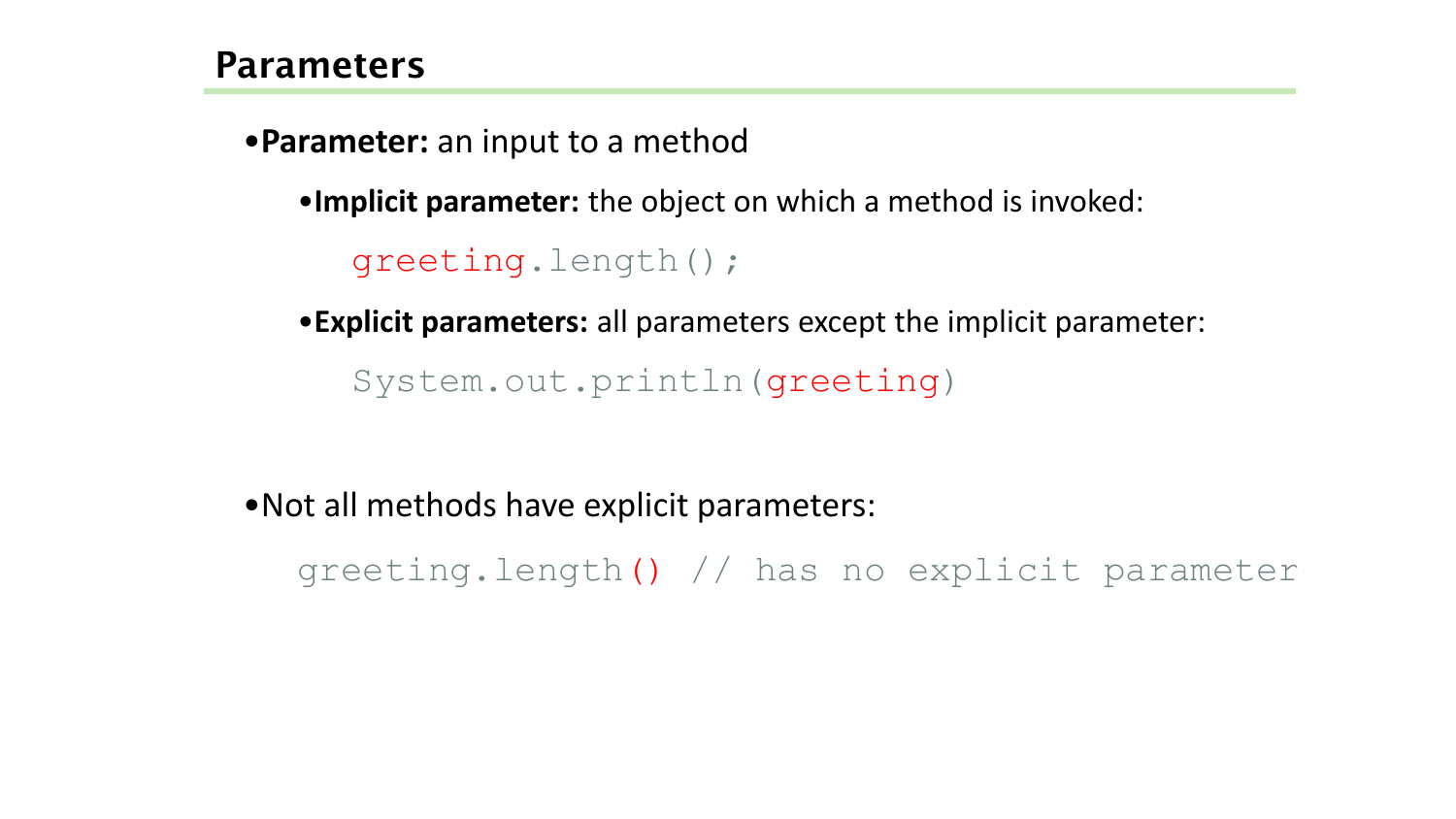## Parameters

- **Parameter:** an input to a method
  - **Implicit parameter:** the object on which a method is invoked:

    ```
    greeting.length();
    ```

  - **Explicit parameters:** all parameters except the implicit parameter:

    ```
    System.out.println(greeting)
    ```

- Not all methods have explicit parameters:

  ```
  greeting.length() // has no explicit parameter
  ```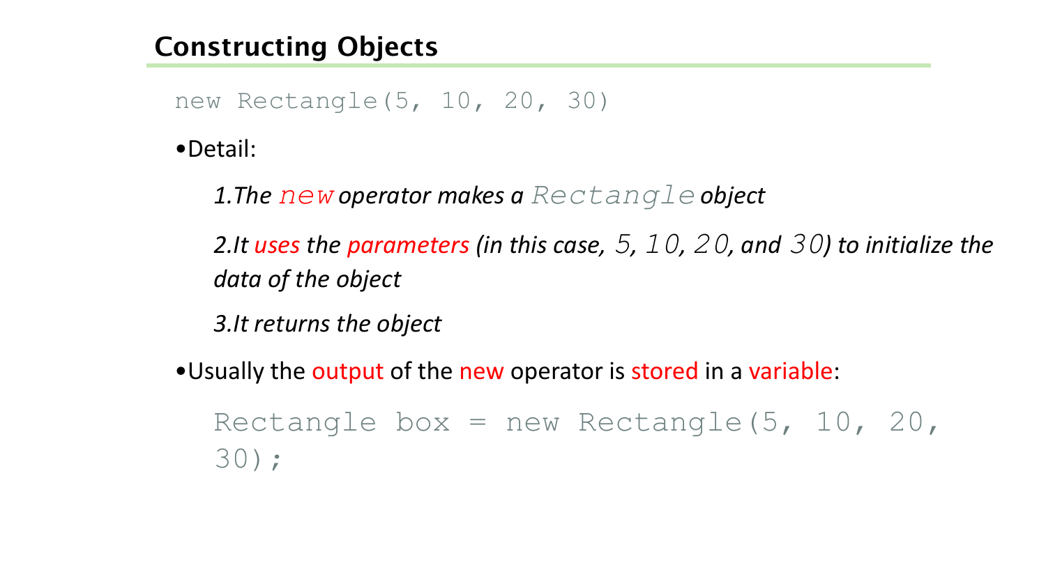## Constructing Objects

```
new Rectangle(5, 10, 20, 30)
```

- Detail:
  1. *The `new` operator makes a `Rectangle` object*
  2. *It uses the parameters (in this case, `5`, `10`, `20`, and `30`) to initialize the data of the object*
  3. *It returns the object*
- Usually the output of the new operator is stored in a variable:

```
Rectangle box = new Rectangle(5, 10, 20, 30);
```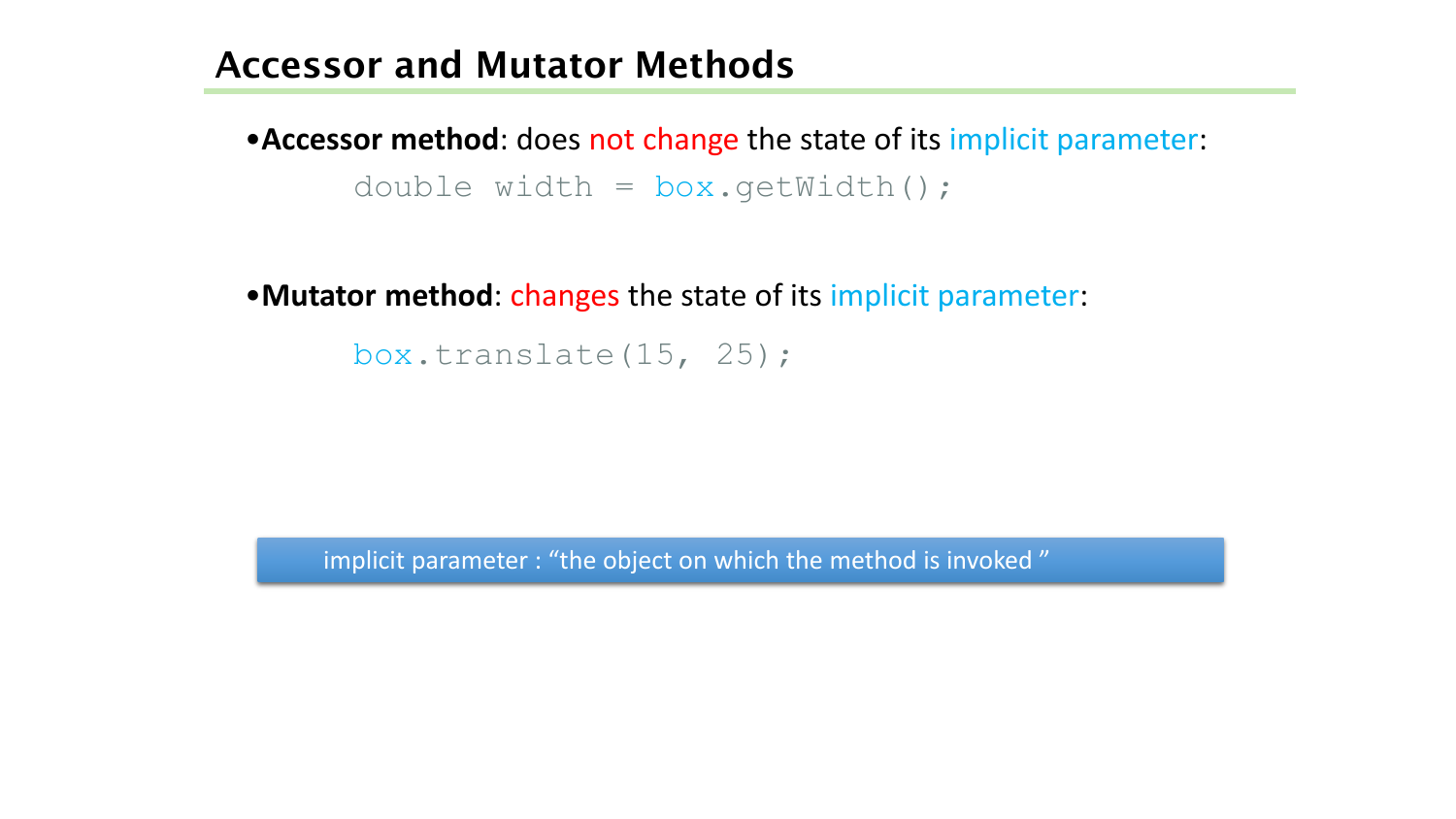## Accessor and Mutator Methods

- **Accessor method**: does not change the state of its implicit parameter:

```
double width = box.getWidth();
```

- **Mutator method**: changes the state of its implicit parameter:

```
box.translate(15, 25);
```

implicit parameter : “the object on which the method is invoked ”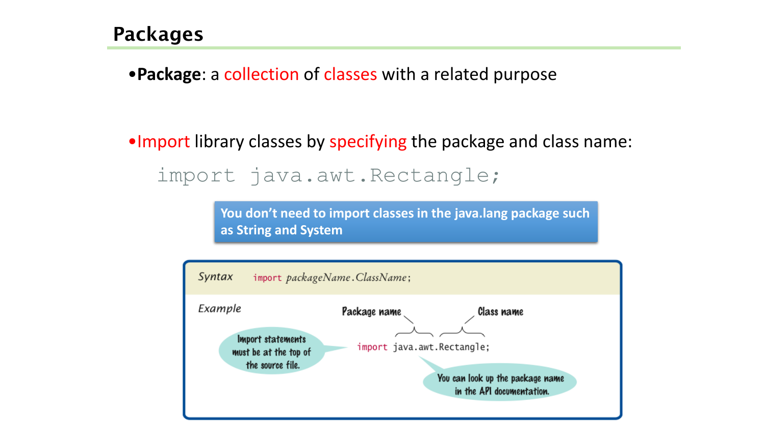## Packages

- **Package**: a collection of classes with a related purpose

- Import library classes by specifying the package and class name:

```
import java.awt.Rectangle;
```

You don't need to import classes in the java.lang package such as String and System

*Syntax* `import packageName.ClassName;`

*Example*

Package name — Class name

```
import java.awt.Rectangle;
```

Import statements must be at the top of the source file.

You can look up the package name in the API documentation.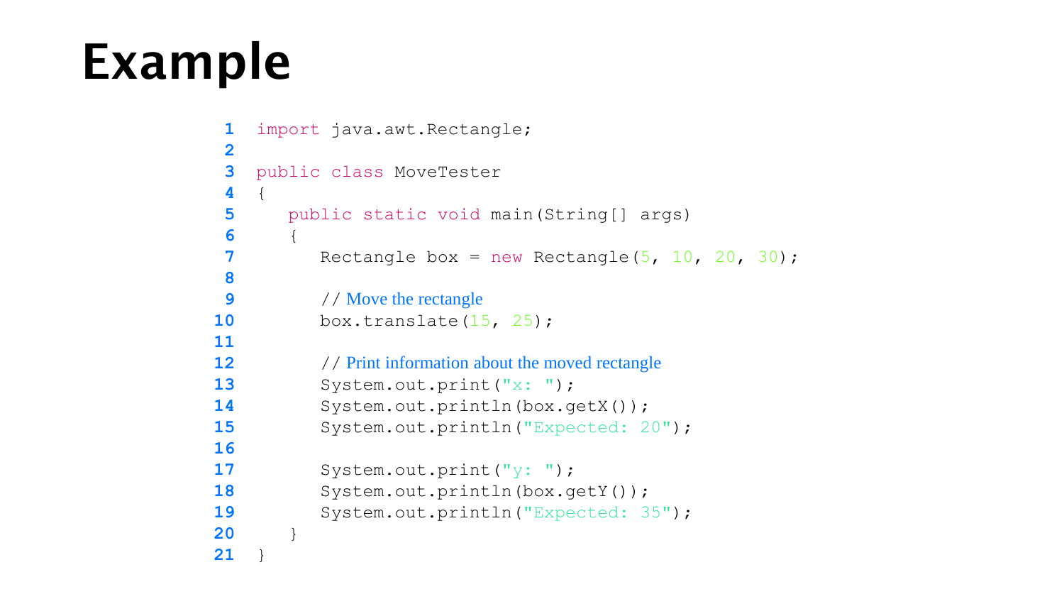# Example

```java
1  import java.awt.Rectangle;
2
3  public class MoveTester
4  {
5     public static void main(String[] args)
6     {
7        Rectangle box = new Rectangle(5, 10, 20, 30);
8
9        // Move the rectangle
10       box.translate(15, 25);
11
12       // Print information about the moved rectangle
13       System.out.print("x: ");
14       System.out.println(box.getX());
15       System.out.println("Expected: 20");
16
17       System.out.print("y: ");
18       System.out.println(box.getY());
19       System.out.println("Expected: 35");
20    }
21 }
```